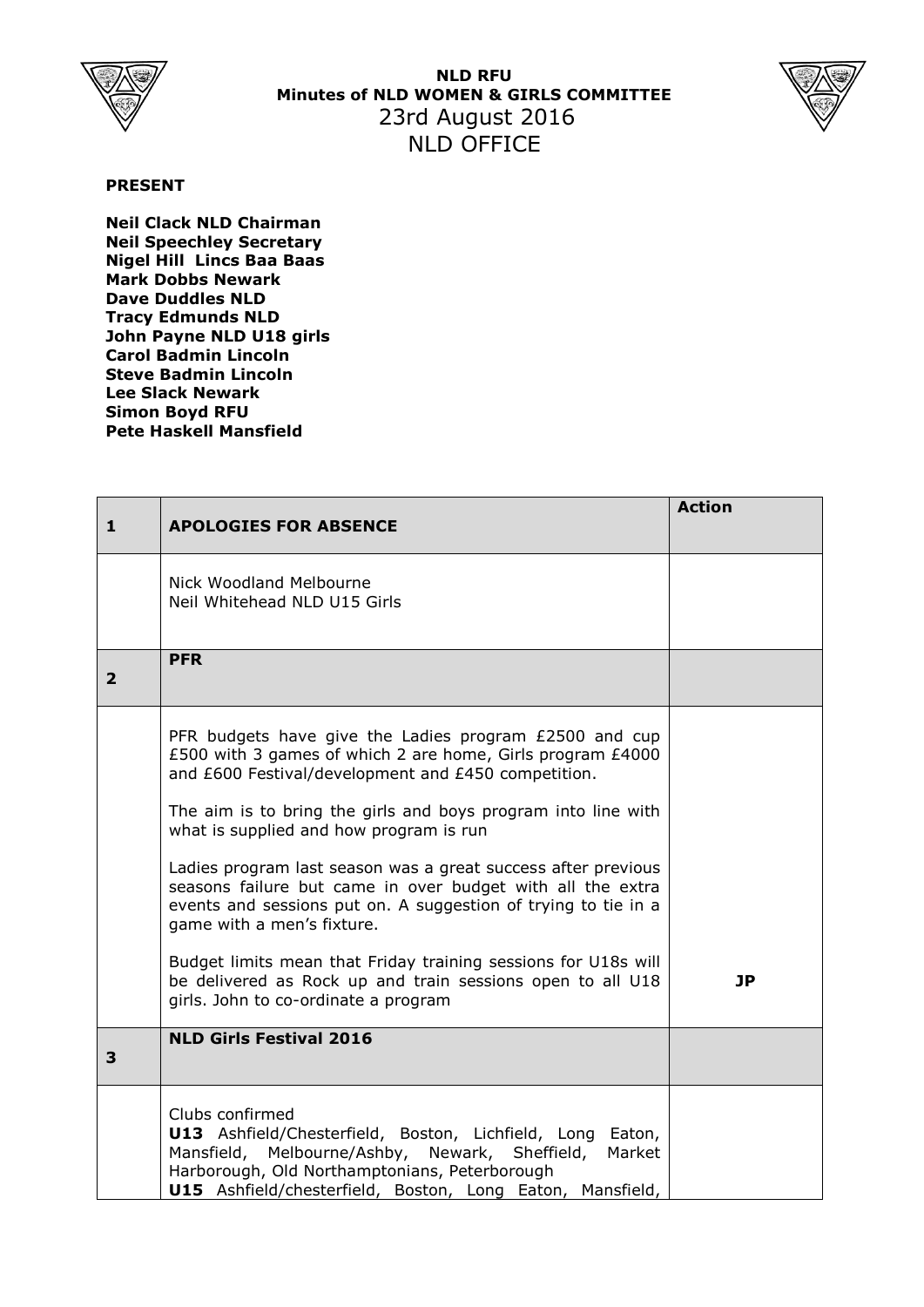**NLD RFU**
**Minutes of NLD WOMEN & GIRLS COMMITTEE**
23rd August 2016
NLD OFFICE

**PRESENT**

**Neil Clack NLD Chairman**
**Neil Speechley Secretary**
**Nigel Hill Lincs Baa Baas**
**Mark Dobbs Newark**
**Dave Duddles NLD**
**Tracy Edmunds NLD**
**John Payne NLD U18 girls**
**Carol Badmin Lincoln**
**Steve Badmin Lincoln**
**Lee Slack Newark**
**Simon Boyd RFU**
**Pete Haskell Mansfield**

| | | |
|---|---|---|
| **1** | **APOLOGIES FOR ABSENCE** | **Action** |
| | Nick Woodland Melbourne<br>Neil Whitehead NLD U15 Girls | |
| **2** | **PFR** | |
| | PFR budgets have give the Ladies program £2500 and cup £500 with 3 games of which 2 are home, Girls program £4000 and £600 Festival/development and £450 competition.<br><br>The aim is to bring the girls and boys program into line with what is supplied and how program is run<br><br>Ladies program last season was a great success after previous seasons failure but came in over budget with all the extra events and sessions put on. A suggestion of trying to tie in a game with a men's fixture.<br><br>Budget limits mean that Friday training sessions for U18s will be delivered as Rock up and train sessions open to all U18 girls. John to co-ordinate a program | **JP** |
| **3** | **NLD Girls Festival 2016** | |
| | Clubs confirmed<br>**U13** Ashfield/Chesterfield, Boston, Lichfield, Long Eaton, Mansfield, Melbourne/Ashby, Newark, Sheffield, Market Harborough, Old Northamptonians, Peterborough<br>**U15** Ashfield/chesterfield, Boston, Long Eaton, Mansfield, | |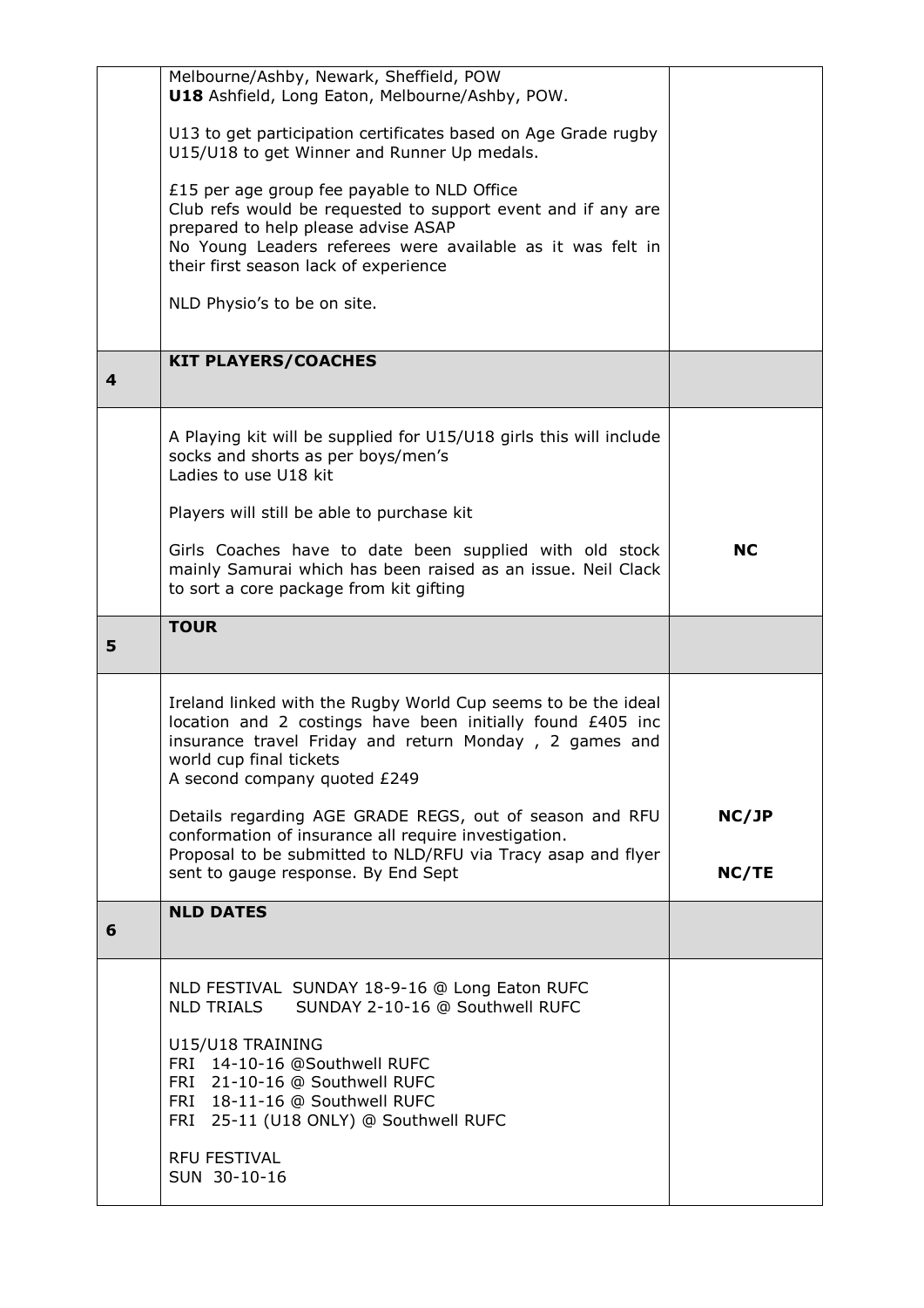| | | |
|---|---|---|
| | Melbourne/Ashby, Newark, Sheffield, POW<br>**U18** Ashfield, Long Eaton, Melbourne/Ashby, POW.<br><br>U13 to get participation certificates based on Age Grade rugby<br>U15/U18 to get Winner and Runner Up medals.<br><br>£15 per age group fee payable to NLD Office<br>Club refs would be requested to support event and if any are prepared to help please advise ASAP<br>No Young Leaders referees were available as it was felt in their first season lack of experience<br><br>NLD Physio's to be on site. | |
| **4** | **KIT PLAYERS/COACHES** | |
| | A Playing kit will be supplied for U15/U18 girls this will include socks and shorts as per boys/men's<br>Ladies to use U18 kit<br><br>Players will still be able to purchase kit<br><br>Girls Coaches have to date been supplied with old stock mainly Samurai which has been raised as an issue. Neil Clack to sort a core package from kit gifting | **NC** |
| **5** | **TOUR** | |
| | Ireland linked with the Rugby World Cup seems to be the ideal location and 2 costings have been initially found £405 inc insurance travel Friday and return Monday , 2 games and world cup final tickets<br>A second company quoted £249<br><br>Details regarding AGE GRADE REGS, out of season and RFU conformation of insurance all require investigation.<br>Proposal to be submitted to NLD/RFU via Tracy asap and flyer sent to gauge response. By End Sept | **NC/JP**<br><br>**NC/TE** |
| **6** | **NLD DATES** | |
| | NLD FESTIVAL SUNDAY 18-9-16 @ Long Eaton RUFC<br>NLD TRIALS SUNDAY 2-10-16 @ Southwell RUFC<br><br>U15/U18 TRAINING<br>FRI 14-10-16 @Southwell RUFC<br>FRI 21-10-16 @ Southwell RUFC<br>FRI 18-11-16 @ Southwell RUFC<br>FRI 25-11 (U18 ONLY) @ Southwell RUFC<br><br>RFU FESTIVAL<br>SUN 30-10-16 | |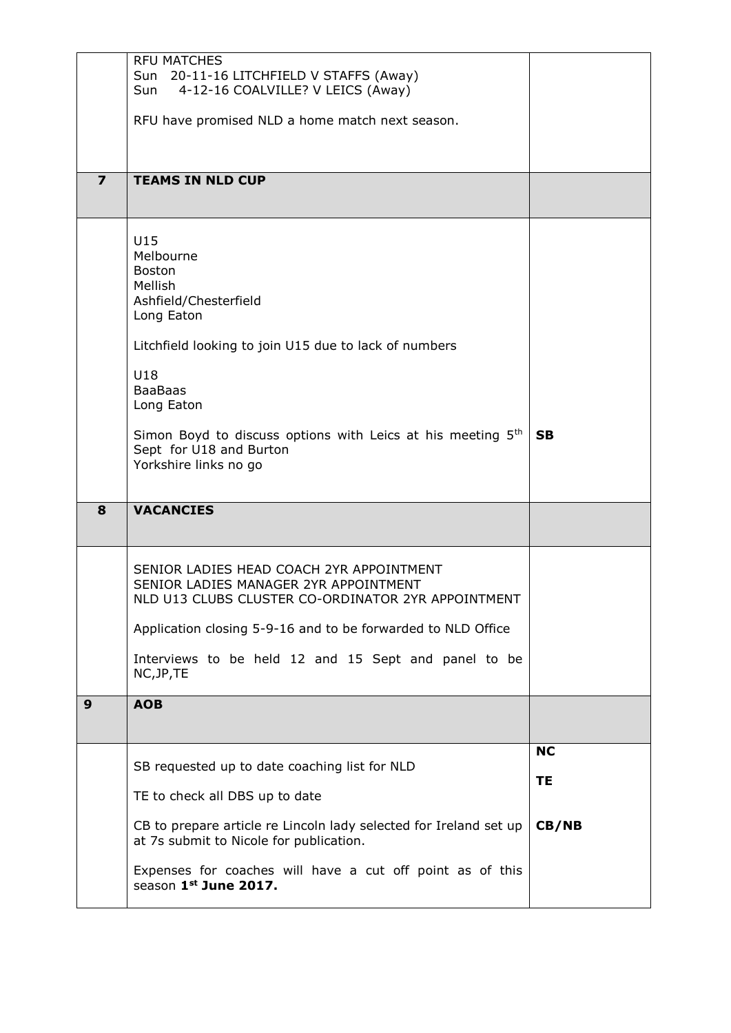| | | |
|---|---|---|
| | RFU MATCHES<br>Sun 20-11-16 LITCHFIELD V STAFFS (Away)<br>Sun 4-12-16 COALVILLE? V LEICS (Away)<br><br>RFU have promised NLD a home match next season. | |
| **7** | **TEAMS IN NLD CUP** | |
| | U15<br>Melbourne<br>Boston<br>Mellish<br>Ashfield/Chesterfield<br>Long Eaton<br><br>Litchfield looking to join U15 due to lack of numbers<br><br>U18<br>BaaBaas<br>Long Eaton<br><br>Simon Boyd to discuss options with Leics at his meeting 5th Sept for U18 and Burton<br>Yorkshire links no go | **SB** |
| **8** | **VACANCIES** | |
| | SENIOR LADIES HEAD COACH 2YR APPOINTMENT<br>SENIOR LADIES MANAGER 2YR APPOINTMENT<br>NLD U13 CLUBS CLUSTER CO-ORDINATOR 2YR APPOINTMENT<br><br>Application closing 5-9-16 and to be forwarded to NLD Office<br><br>Interviews to be held 12 and 15 Sept and panel to be NC,JP,TE | |
| **9** | **AOB** | |
| | SB requested up to date coaching list for NLD<br><br>TE to check all DBS up to date<br><br>CB to prepare article re Lincoln lady selected for Ireland set up at 7s submit to Nicole for publication.<br><br>Expenses for coaches will have a cut off point as of this season **1st June 2017.** | **NC**<br><br>**TE**<br><br>**CB/NB** |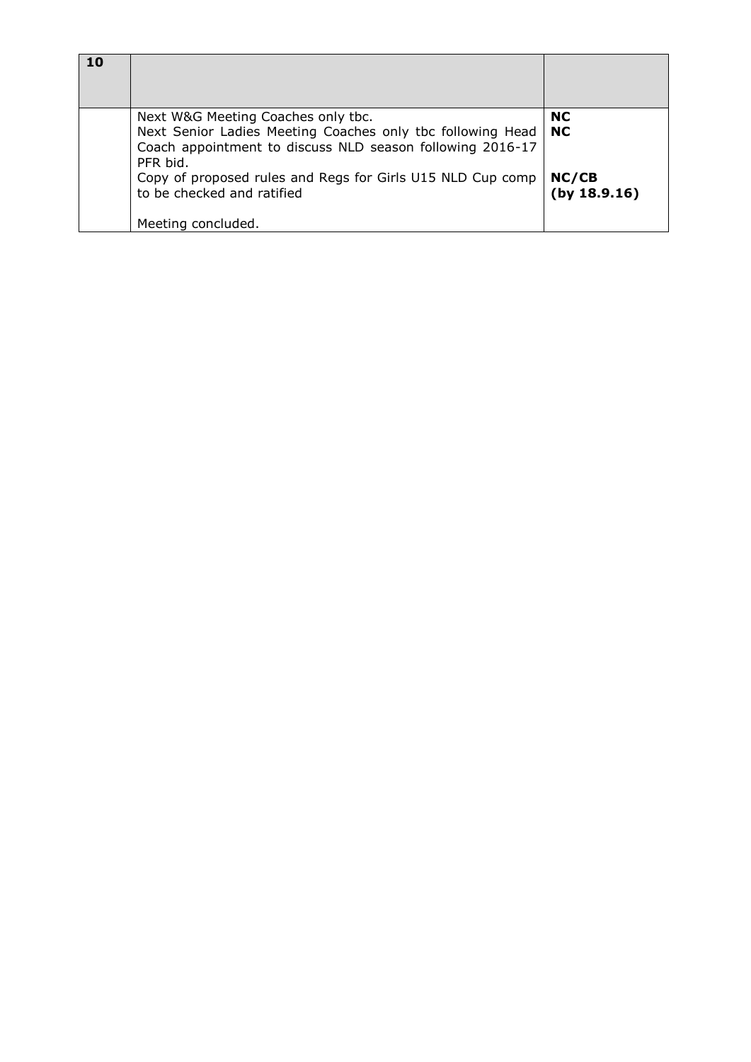| | | |
|---|---|---|
| **10** | | |
| | Next W&G Meeting Coaches only tbc.<br>Next Senior Ladies Meeting Coaches only tbc following Head Coach appointment to discuss NLD season following 2016-17 PFR bid.<br>Copy of proposed rules and Regs for Girls U15 NLD Cup comp to be checked and ratified<br><br>Meeting concluded. | **NC**<br>**NC**<br><br><br>**NC/CB (by 18.9.16)** |